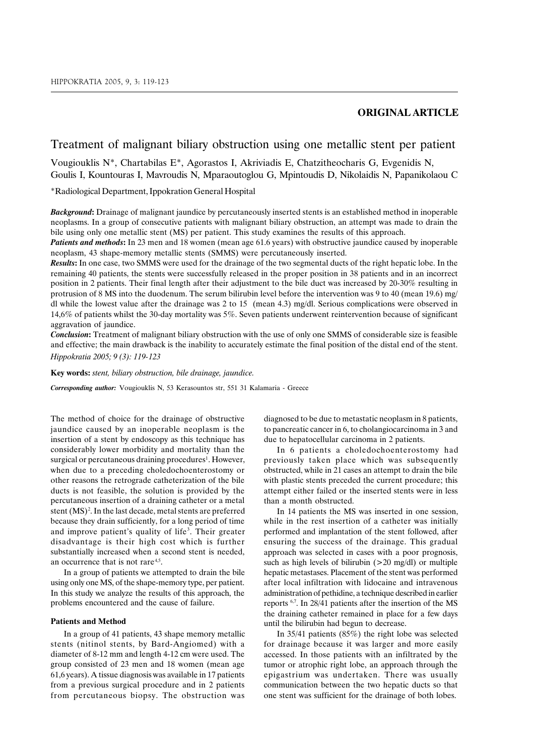**ORIGINAL ARTICLE**

# Treatment of malignant biliary obstruction using one metallic stent per patient

Vougiouklis N\*, Chartabilas E\*, Agorastos I, Akriviadis E, Chatzitheocharis G, Evgenidis N, Goulis I, Kountouras I, Mavroudis N, Mparaoutoglou G, Mpintoudis D, Nikolaidis N, Papanikolaou C

\*Radiological Department, Ippokration General Hospital

***Background*****:** Drainage of malignant jaundice by percutaneously inserted stents is an established method in inoperable neoplasms. In a group of consecutive patients with malignant biliary obstruction, an attempt was made to drain the bile using only one metallic stent (MS) per patient. This study examines the results of this approach.

***Patients and methods*****:** In 23 men and 18 women (mean age 61.6 years) with obstructive jaundice caused by inoperable neoplasm, 43 shape-memory metallic stents (SMMS) were percutaneously inserted.

***Results*****:** In one case, two SMMS were used for the drainage of the two segmental ducts of the right hepatic lobe. In the remaining 40 patients, the stents were successfully released in the proper position in 38 patients and in an incorrect position in 2 patients. Their final length after their adjustment to the bile duct was increased by 20-30% resulting in protrusion of 8 MS into the duodenum. The serum bilirubin level before the intervention was 9 to 40 (mean 19.6) mg/dl while the lowest value after the drainage was 2 to 15 (mean 4.3) mg/dl. Serious complications were observed in 14,6% of patients whilst the 30-day mortality was 5%. Seven patients underwent reintervention because of significant aggravation of jaundice.

***Conclusion*****:** Treatment of malignant biliary obstruction with the use of only one SMMS of considerable size is feasible and effective; the main drawback is the inability to accurately estimate the final position of the distal end of the stent.

*Hippokratia 2005; 9 (3): 119-123*

**Key words:** *stent, biliary obstruction, bile drainage, jaundice.*

***Corresponding author:*** Vougiouklis N, 53 Kerasountos str, 551 31 Kalamaria - Greece

The method of choice for the drainage of obstructive jaundice caused by an inoperable neoplasm is the insertion of a stent by endoscopy as this technique has considerably lower morbidity and mortality than the surgical or percutaneous draining procedures[1]. However, when due to a preceding choledochoenterostomy or other reasons the retrograde catheterization of the bile ducts is not feasible, the solution is provided by the percutaneous insertion of a draining catheter or a metal stent (MS)[2]. In the last decade, metal stents are preferred because they drain sufficiently, for a long period of time and improve patient's quality of life[3]. Their greater disadvantage is their high cost which is further substantially increased when a second stent is needed, an occurrence that is not rare[4,5].

In a group of patients we attempted to drain the bile using only one MS, of the shape-memory type, per patient. In this study we analyze the results of this approach, the problems encountered and the cause of failure.

## Patients and Method

In a group of 41 patients, 43 shape memory metallic stents (nitinol stents, by Bard-Angiomed) with a diameter of 8-12 mm and length 4-12 cm were used. The group consisted of 23 men and 18 women (mean age 61,6 years). A tissue diagnosis was available in 17 patients from a previous surgical procedure and in 2 patients from percutaneous biopsy. The obstruction was diagnosed to be due to metastatic neoplasm in 8 patients, to pancreatic cancer in 6, to cholangiocarcinoma in 3 and due to hepatocellular carcinoma in 2 patients.

In 6 patients a choledochoenterostomy had previously taken place which was subsequently obstructed, while in 21 cases an attempt to drain the bile with plastic stents preceded the current procedure; this attempt either failed or the inserted stents were in less than a month obstructed.

In 14 patients the MS was inserted in one session, while in the rest insertion of a catheter was initially performed and implantation of the stent followed, after ensuring the success of the drainage. This gradual approach was selected in cases with a poor prognosis, such as high levels of bilirubin (>20 mg/dl) or multiple hepatic metastases. Placement of the stent was performed after local infiltration with lidocaine and intravenous administration of pethidine, a technique described in earlier reports [6,7]. In 28/41 patients after the insertion of the MS the draining catheter remained in place for a few days until the bilirubin had begun to decrease.

In 35/41 patients (85%) the right lobe was selected for drainage because it was larger and more easily accessed. In those patients with an infiltrated by the tumor or atrophic right lobe, an approach through the epigastrium was undertaken. There was usually communication between the two hepatic ducts so that one stent was sufficient for the drainage of both lobes.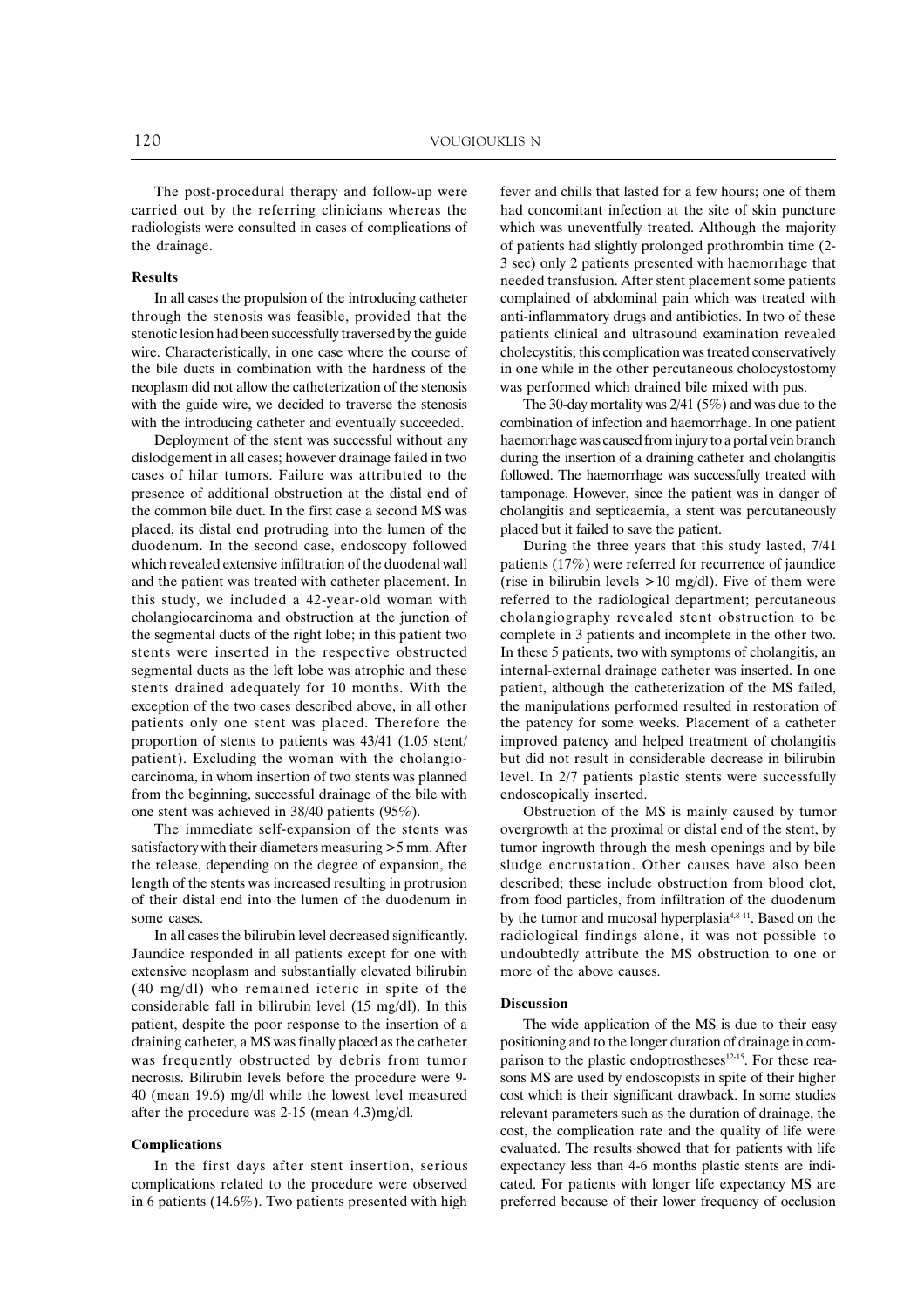The post-procedural therapy and follow-up were carried out by the referring clinicians whereas the radiologists were consulted in cases of complications of the drainage.

### Results

In all cases the propulsion of the introducing catheter through the stenosis was feasible, provided that the stenotic lesion had been successfully traversed by the guide wire. Characteristically, in one case where the course of the bile ducts in combination with the hardness of the neoplasm did not allow the catheterization of the stenosis with the guide wire, we decided to traverse the stenosis with the introducing catheter and eventually succeeded.

Deployment of the stent was successful without any dislodgement in all cases; however drainage failed in two cases of hilar tumors. Failure was attributed to the presence of additional obstruction at the distal end of the common bile duct. In the first case a second MS was placed, its distal end protruding into the lumen of the duodenum. In the second case, endoscopy followed which revealed extensive infiltration of the duodenal wall and the patient was treated with catheter placement. In this study, we included a 42-year-old woman with cholangiocarcinoma and obstruction at the junction of the segmental ducts of the right lobe; in this patient two stents were inserted in the respective obstructed segmental ducts as the left lobe was atrophic and these stents drained adequately for 10 months. With the exception of the two cases described above, in all other patients only one stent was placed. Therefore the proportion of stents to patients was 43/41 (1.05 stent/patient). Excluding the woman with the cholangiocarcinoma, in whom insertion of two stents was planned from the beginning, successful drainage of the bile with one stent was achieved in 38/40 patients (95%).

The immediate self-expansion of the stents was satisfactory with their diameters measuring >5 mm. After the release, depending on the degree of expansion, the length of the stents was increased resulting in protrusion of their distal end into the lumen of the duodenum in some cases.

In all cases the bilirubin level decreased significantly. Jaundice responded in all patients except for one with extensive neoplasm and substantially elevated bilirubin (40 mg/dl) who remained icteric in spite of the considerable fall in bilirubin level (15 mg/dl). In this patient, despite the poor response to the insertion of a draining catheter, a MS was finally placed as the catheter was frequently obstructed by debris from tumor necrosis. Bilirubin levels before the procedure were 9-40 (mean 19.6) mg/dl while the lowest level measured after the procedure was 2-15 (mean 4.3)mg/dl.

### Complications

In the first days after stent insertion, serious complications related to the procedure were observed in 6 patients (14.6%). Two patients presented with high fever and chills that lasted for a few hours; one of them had concomitant infection at the site of skin puncture which was uneventfully treated. Although the majority of patients had slightly prolonged prothrombin time (2-3 sec) only 2 patients presented with haemorrhage that needed transfusion. After stent placement some patients complained of abdominal pain which was treated with anti-inflammatory drugs and antibiotics. In two of these patients clinical and ultrasound examination revealed cholecystitis; this complication was treated conservatively in one while in the other percutaneous cholocystostomy was performed which drained bile mixed with pus.

The 30-day mortality was 2/41 (5%) and was due to the combination of infection and haemorrhage. In one patient haemorrhage was caused from injury to a portal vein branch during the insertion of a draining catheter and cholangitis followed. The haemorrhage was successfully treated with tamponage. However, since the patient was in danger of cholangitis and septicaemia, a stent was percutaneously placed but it failed to save the patient.

During the three years that this study lasted, 7/41 patients (17%) were referred for recurrence of jaundice (rise in bilirubin levels >10 mg/dl). Five of them were referred to the radiological department; percutaneous cholangiography revealed stent obstruction to be complete in 3 patients and incomplete in the other two. In these 5 patients, two with symptoms of cholangitis, an internal-external drainage catheter was inserted. In one patient, although the catheterization of the MS failed, the manipulations performed resulted in restoration of the patency for some weeks. Placement of a catheter improved patency and helped treatment of cholangitis but did not result in considerable decrease in bilirubin level. In 2/7 patients plastic stents were successfully endoscopically inserted.

Obstruction of the MS is mainly caused by tumor overgrowth at the proximal or distal end of the stent, by tumor ingrowth through the mesh openings and by bile sludge encrustation. Other causes have also been described; these include obstruction from blood clot, from food particles, from infiltration of the duodenum by the tumor and mucosal hyperplasia[4,8-11]. Based on the radiological findings alone, it was not possible to undoubtedly attribute the MS obstruction to one or more of the above causes.

### Discussion

The wide application of the MS is due to their easy positioning and to the longer duration of drainage in comparison to the plastic endoprostheses[12-15]. For these reasons MS are used by endoscopists in spite of their higher cost which is their significant drawback. In some studies relevant parameters such as the duration of drainage, the cost, the complication rate and the quality of life were evaluated. The results showed that for patients with life expectancy less than 4-6 months plastic stents are indicated. For patients with longer life expectancy MS are preferred because of their lower frequency of occlusion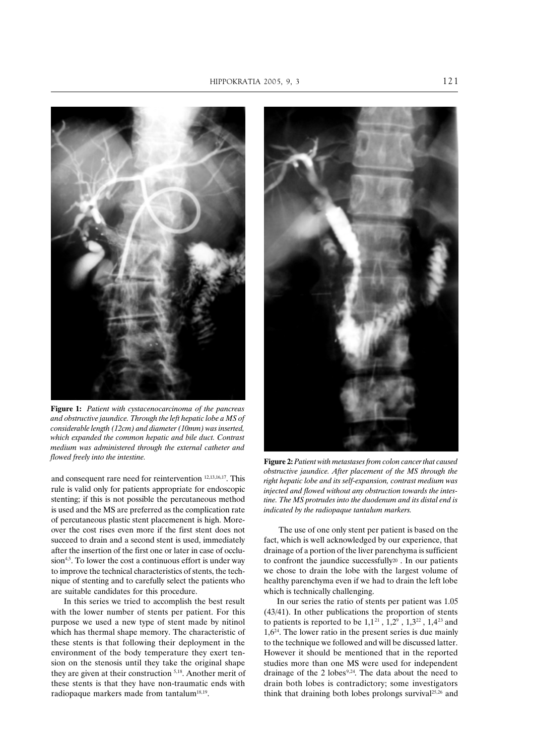**Figure 1:** *Patient with cystacenocarcinoma of the pancreas and obstructive jaundice. Through the left hepatic lobe a MS of considerable length (12cm) and diameter (10mm) was inserted, which expanded the common hepatic and bile duct. Contrast medium was administered through the external catheter and flowed freely into the intestine.*

**Figure 2:** *Patient with metastases from colon cancer that caused obstructive jaundice. After placement of the MS through the right hepatic lobe and its self-expansion, contrast medium was injected and flowed without any obstruction towards the intestine. The MS protrudes into the duodenum and its distal end is indicated by the radiopaque tantalum markers.*

and consequent rare need for reintervention [12,13,16,17]. This rule is valid only for patients appropriate for endoscopic stenting; if this is not possible the percutaneous method is used and the MS are preferred as the complication rate of percutaneous plastic stent placemenent is high. Moreover the cost rises even more if the first stent does not succeed to drain and a second stent is used, immediately after the insertion of the first one or later in case of occlusion[4,5]. To lower the cost a continuous effort is under way to improve the technical characteristics of stents, the technique of stenting and to carefully select the patients who are suitable candidates for this procedure.

In this series we tried to accomplish the best result with the lower number of stents per patient. For this purpose we used a new type of stent made by nitinol which has thermal shape memory. The characteristic of these stents is that following their deployment in the environment of the body temperature they exert tension on the stenosis until they take the original shape they are given at their construction [5,18]. Another merit of these stents is that they have non-traumatic ends with radiopaque markers made from tantalum[18,19].

The use of one only stent per patient is based on the fact, which is well acknowledged by our experience, that drainage of a portion of the liver parenchyma is sufficient to confront the jaundice successfully[20]. In our patients we chose to drain the lobe with the largest volume of healthy parenchyma even if we had to drain the left lobe which is technically challenging.

In our series the ratio of stents per patient was 1.05 (43/41). In other publications the proportion of stents to patients is reported to be 1,1[21], 1,2[9], 1,3[22], 1,4[23] and 1,6[24]. The lower ratio in the present series is due mainly to the technique we followed and will be discussed latter. However it should be mentioned that in the reported studies more than one MS were used for independent drainage of the 2 lobes[9,24]. The data about the need to drain both lobes is contradictory; some investigators think that draining both lobes prolongs survival[25,26] and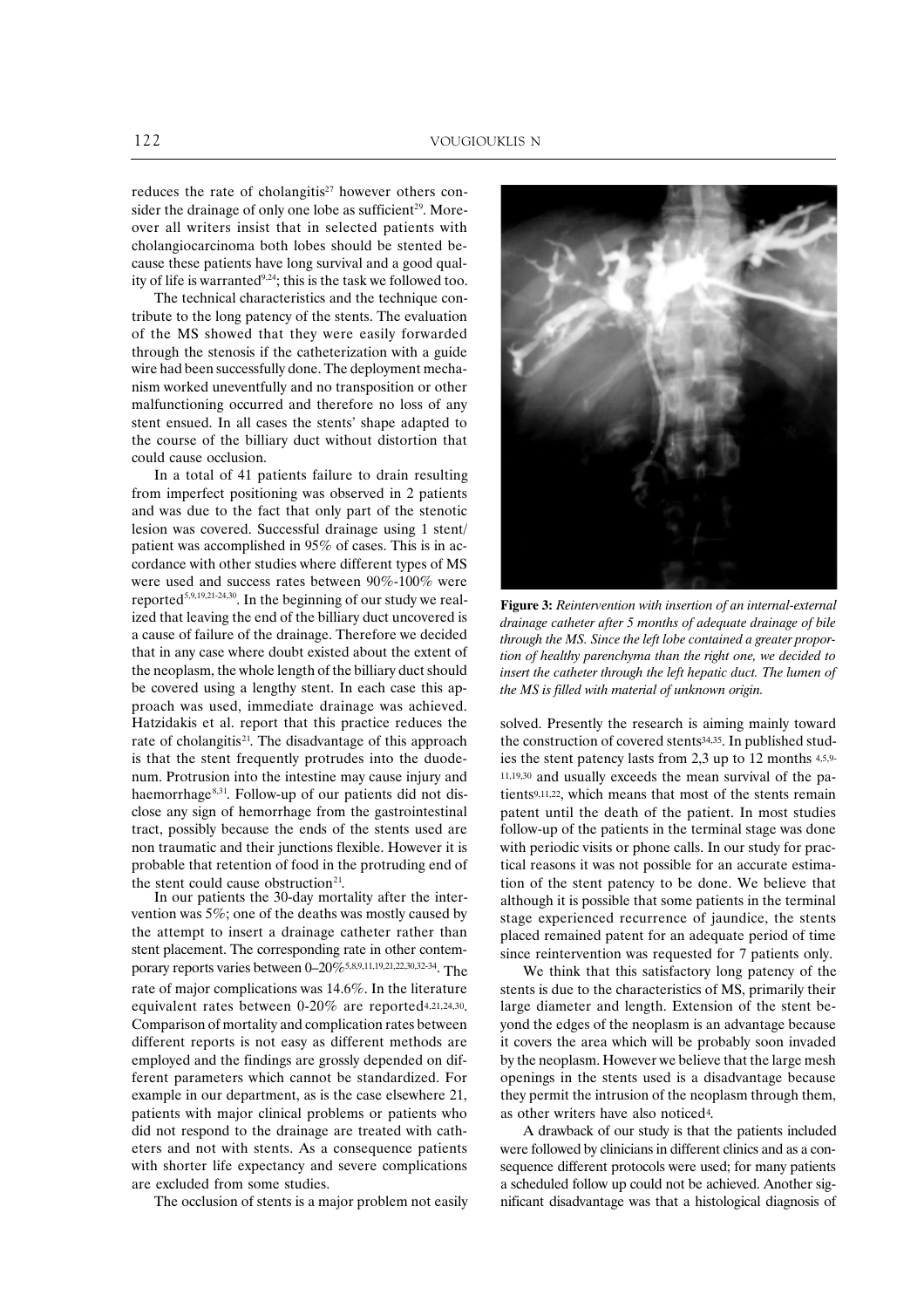reduces the rate of cholangitis[27] however others consider the drainage of only one lobe as sufficient[29]. Moreover all writers insist that in selected patients with cholangiocarcinoma both lobes should be stented because these patients have long survival and a good quality of life is warranted[9,24]; this is the task we followed too.

The technical characteristics and the technique contribute to the long patency of the stents. The evaluation of the MS showed that they were easily forwarded through the stenosis if the catheterization with a guide wire had been successfully done. The deployment mechanism worked uneventfully and no transposition or other malfunctioning occurred and therefore no loss of any stent ensued. In all cases the stents' shape adapted to the course of the billiary duct without distortion that could cause occlusion.

In a total of 41 patients failure to drain resulting from imperfect positioning was observed in 2 patients and was due to the fact that only part of the stenotic lesion was covered. Successful drainage using 1 stent/patient was accomplished in 95% of cases. This is in accordance with other studies where different types of MS were used and success rates between 90%-100% were reported[5,9,19,21-24,30]. In the beginning of our study we realized that leaving the end of the billiary duct uncovered is a cause of failure of the drainage. Therefore we decided that in any case where doubt existed about the extent of the neoplasm, the whole length of the billiary duct should be covered using a lengthy stent. In each case this approach was used, immediate drainage was achieved. Hatzidakis et al. report that this practice reduces the rate of cholangitis[21]. The disadvantage of this approach is that the stent frequently protrudes into the duodenum. Protrusion into the intestine may cause injury and haemorrhage[8,31]. Follow-up of our patients did not disclose any sign of hemorrhage from the gastrointestinal tract, possibly because the ends of the stents used are non traumatic and their junctions flexible. However it is probable that retention of food in the protruding end of the stent could cause obstruction[21].

In our patients the 30-day mortality after the intervention was 5%; one of the deaths was mostly caused by the attempt to insert a drainage catheter rather than stent placement. The corresponding rate in other contemporary reports varies between 0–20%[5,8,9,11,19,21,22,30,32-34]. The rate of major complications was 14.6%. In the literature equivalent rates between 0-20% are reported[4,21,24,30]. Comparison of mortality and complication rates between different reports is not easy as different methods are employed and the findings are grossly depended on different parameters which cannot be standardized. For example in our department, as is the case elsewhere 21, patients with major clinical problems or patients who did not respond to the drainage are treated with catheters and not with stents. As a consequence patients with shorter life expectancy and severe complications are excluded from some studies.

The occlusion of stents is a major problem not easily solved. Presently the research is aiming mainly toward the construction of covered stents[34,35]. In published studies the stent patency lasts from 2,3 up to 12 months [4,5,9-11,19,30] and usually exceeds the mean survival of the patients[9,11,22], which means that most of the stents remain patent until the death of the patient. In most studies follow-up of the patients in the terminal stage was done with periodic visits or phone calls. In our study for practical reasons it was not possible for an accurate estimation of the stent patency to be done. We believe that although it is possible that some patients in the terminal stage experienced recurrence of jaundice, the stents placed remained patent for an adequate period of time since reintervention was requested for 7 patients only.

We think that this satisfactory long patency of the stents is due to the characteristics of MS, primarily their large diameter and length. Extension of the stent beyond the edges of the neoplasm is an advantage because it covers the area which will be probably soon invaded by the neoplasm. However we believe that the large mesh openings in the stents used is a disadvantage because they permit the intrusion of the neoplasm through them, as other writers have also noticed[4].

A drawback of our study is that the patients included were followed by clinicians in different clinics and as a consequence different protocols were used; for many patients a scheduled follow up could not be achieved. Another significant disadvantage was that a histological diagnosis of

**Figure 3:** *Reintervention with insertion of an internal-external drainage catheter after 5 months of adequate drainage of bile through the MS. Since the left lobe contained a greater proportion of healthy parenchyma than the right one, we decided to insert the catheter through the left hepatic duct. The lumen of the MS is filled with material of unknown origin.*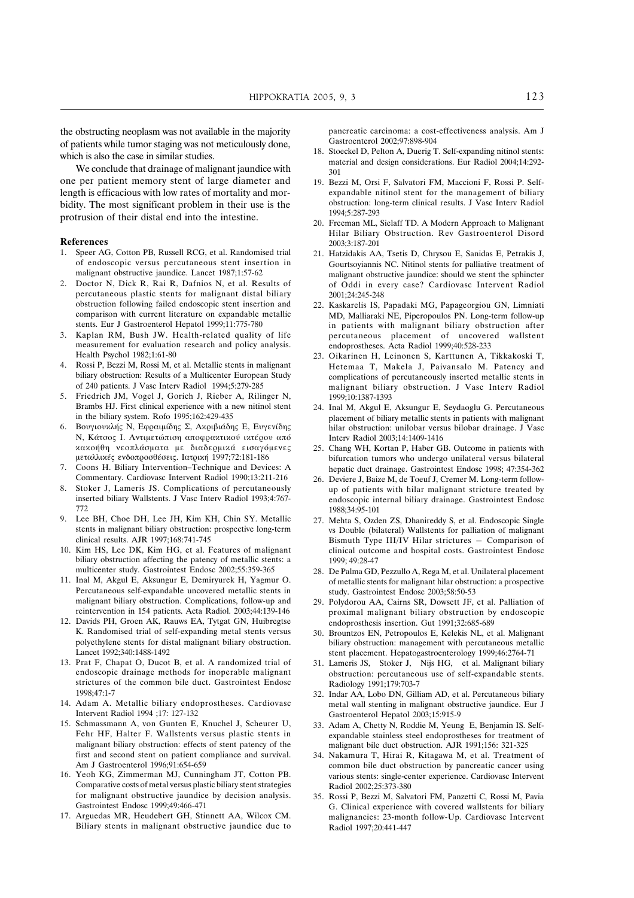the obstructing neoplasm was not available in the majority of patients while tumor staging was not meticulously done, which is also the case in similar studies.

We conclude that drainage of malignant jaundice with one per patient memory stent of large diameter and length is efficacious with low rates of mortality and morbidity. The most significant problem in their use is the protrusion of their distal end into the intestine.

## References

1. Speer AG, Cotton PB, Russell RCG, et al. Randomised trial of endoscopic versus percutaneous stent insertion in malignant obstructive jaundice. Lancet 1987;1:57-62
2. Doctor N, Dick R, Rai R, Dafnios N, et al. Results of percutaneous plastic stents for malignant distal biliary obstruction following failed endoscopic stent insertion and comparison with current literature on expandable metallic stents. Eur J Gastroenterol Hepatol 1999;11:775-780
3. Kaplan RM, Bush JW. Health-related quality of life measurement for evaluation research and policy analysis. Health Psychol 1982;1:61-80
4. Rossi P, Bezzi M, Rossi M, et al. Metallic stents in malignant biliary obstruction: Results of a Multicenter European Study of 240 patients. J Vasc Interv Radiol 1994;5:279-285
5. Friedrich JM, Vogel J, Gorich J, Rieber A, Rilinger N, Brambs HJ. First clinical experience with a new nitinol stent in the biliary system. Rofo 1995;162:429-435
6. Βουγιουκλής Ν, Εφραιμίδης Σ, Ακριβιάδης Ε, Ευγενίδης Ν, Κάτσος Ι. Αντιμετώπιση αποφρακτικού ικτέρου από κακοήθη νεοπλάσματα με διαδερμικά εισαγόμενες μεταλλικές ενδοπροσθέσεις. Ιατρική 1997;72:181-186
7. Coons H. Biliary Intervention–Technique and Devices: A Commentary. Cardiovasc Intervent Radiol 1990;13:211-216
8. Stoker J, Lameris JS. Complications of percutaneously inserted biliary Wallstents. J Vasc Interv Radiol 1993;4:767-772
9. Lee BH, Choe DH, Lee JH, Kim KH, Chin SY. Metallic stents in malignant biliary obstruction: prospective long-term clinical results. AJR 1997;168:741-745
10. Kim HS, Lee DK, Kim HG, et al. Features of malignant biliary obstruction affecting the patency of metallic stents: a multicenter study. Gastrointest Endosc 2002;55:359-365
11. Inal M, Akgul E, Aksungur E, Demiryurek H, Yagmur O. Percutaneous self-expandable uncovered metallic stents in malignant biliary obstruction. Complications, follow-up and reintervention in 154 patients. Acta Radiol. 2003;44:139-146
12. Davids PH, Groen AK, Rauws EA, Tytgat GN, Huibregtse K. Randomised trial of self-expanding metal stents versus polyethylene stents for distal malignant biliary obstruction. Lancet 1992;340:1488-1492
13. Prat F, Chapat O, Ducot B, et al. A randomized trial of endoscopic drainage methods for inoperable malignant strictures of the common bile duct. Gastrointest Endosc 1998;47:1-7
14. Adam A. Metallic biliary endoprostheses. Cardiovasc Intervent Radiol 1994 ;17: 127-132
15. Schmassmann A, von Gunten E, Knuchel J, Scheurer U, Fehr HF, Halter F. Wallstents versus plastic stents in malignant biliary obstruction: effects of stent patency of the first and second stent on patient compliance and survival. Am J Gastroenterol 1996;91:654-659
16. Yeoh KG, Zimmerman MJ, Cunningham JT, Cotton PB. Comparative costs of metal versus plastic biliary stent strategies for malignant obstructive jaundice by decision analysis. Gastrointest Endosc 1999;49:466-471
17. Arguedas MR, Heudebert GH, Stinnett AA, Wilcox CM. Biliary stents in malignant obstructive jaundice due to pancreatic carcinoma: a cost-effectiveness analysis. Am J Gastroenterol 2002;97:898-904
18. Stoeckel D, Pelton A, Duerig T. Self-expanding nitinol stents: material and design considerations. Eur Radiol 2004;14:292-301
19. Bezzi M, Orsi F, Salvatori FM, Maccioni F, Rossi P. Self-expandable nitinol stent for the management of biliary obstruction: long-term clinical results. J Vasc Interv Radiol 1994;5:287-293
20. Freeman ML, Sielaff TD. A Modern Approach to Malignant Hilar Biliary Obstruction. Rev Gastroenterol Disord 2003;3:187-201
21. Hatzidakis AA, Tsetis D, Chrysou E, Sanidas E, Petrakis J, Gourtsoyiannis NC. Nitinol stents for palliative treatment of malignant obstructive jaundice: should we stent the sphincter of Oddi in every case? Cardiovasc Intervent Radiol 2001;24:245-248
22. Kaskarelis IS, Papadaki MG, Papageorgiou GN, Limniati MD, Malliaraki NE, Piperopoulos PN. Long-term follow-up in patients with malignant biliary obstruction after percutaneous placement of uncovered wallstent endoprostheses. Acta Radiol 1999;40:528-233
23. Oikarinen H, Leinonen S, Karttunen A, Tikkakoski T, Hetemaa T, Makela J, Paivansalo M. Patency and complications of percutaneously inserted metallic stents in malignant biliary obstruction. J Vasc Interv Radiol 1999;10:1387-1393
24. Inal M, Akgul E, Aksungur E, Seydaoglu G. Percutaneous placement of biliary metallic stents in patients with malignant hilar obstruction: unilobar versus bilobar drainage. J Vasc Interv Radiol 2003;14:1409-1416
25. Chang WH, Kortan P, Haber GB. Outcome in patients with bifurcation tumors who undergo unilateral versus bilateral hepatic duct drainage. Gastrointest Endosc 1998; 47:354-362
26. Deviere J, Baize M, de Toeuf J, Cremer M. Long-term follow-up of patients with hilar malignant stricture treated by endoscopic internal biliary drainage. Gastrointest Endosc 1988;34:95-101
27. Mehta S, Ozden ZS, Dhanireddy S, et al. Endoscopic Single vs Double (bilateral) Wallstents for palliation of malignant Bismuth Type III/IV Hilar strictures – Comparison of clinical outcome and hospital costs. Gastrointest Endosc 1999; 49:28-47
28. De Palma GD, Pezzullo A, Rega M, et al. Unilateral placement of metallic stents for malignant hilar obstruction: a prospective study. Gastrointest Endosc 2003;58:50-53
29. Polydorou AA, Cairns SR, Dowsett JF, et al. Palliation of proximal malignant biliary obstruction by endoscopic endoprosthesis insertion. Gut 1991;32:685-689
30. Brountzos EN, Petropoulos E, Kelekis NL, et al. Malignant biliary obstruction: management with percutaneous metallic stent placement. Hepatogastroenterology 1999;46:2764-71
31. Lameris JS, Stoker J, Nijs HG, et al. Malignant biliary obstruction: percutaneous use of self-expandable stents. Radiology 1991;179:703-7
32. Indar AA, Lobo DN, Gilliam AD, et al. Percutaneous biliary metal wall stenting in malignant obstructive jaundice. Eur J Gastroenterol Hepatol 2003;15:915-9
33. Adam A, Chetty N, Roddie M, Yeung E, Benjamin IS. Self-expandable stainless steel endoprostheses for treatment of malignant bile duct obstruction. AJR 1991;156: 321-325
34. Nakamura T, Hirai R, Kitagawa M, et al. Treatment of common bile duct obstruction by pancreatic cancer using various stents: single-center experience. Cardiovasc Intervent Radiol 2002;25:373-380
35. Rossi P, Bezzi M, Salvatori FM, Panzetti C, Rossi M, Pavia G. Clinical experience with covered wallstents for biliary malignancies: 23-month follow-Up. Cardiovasc Intervent Radiol 1997;20:441-447